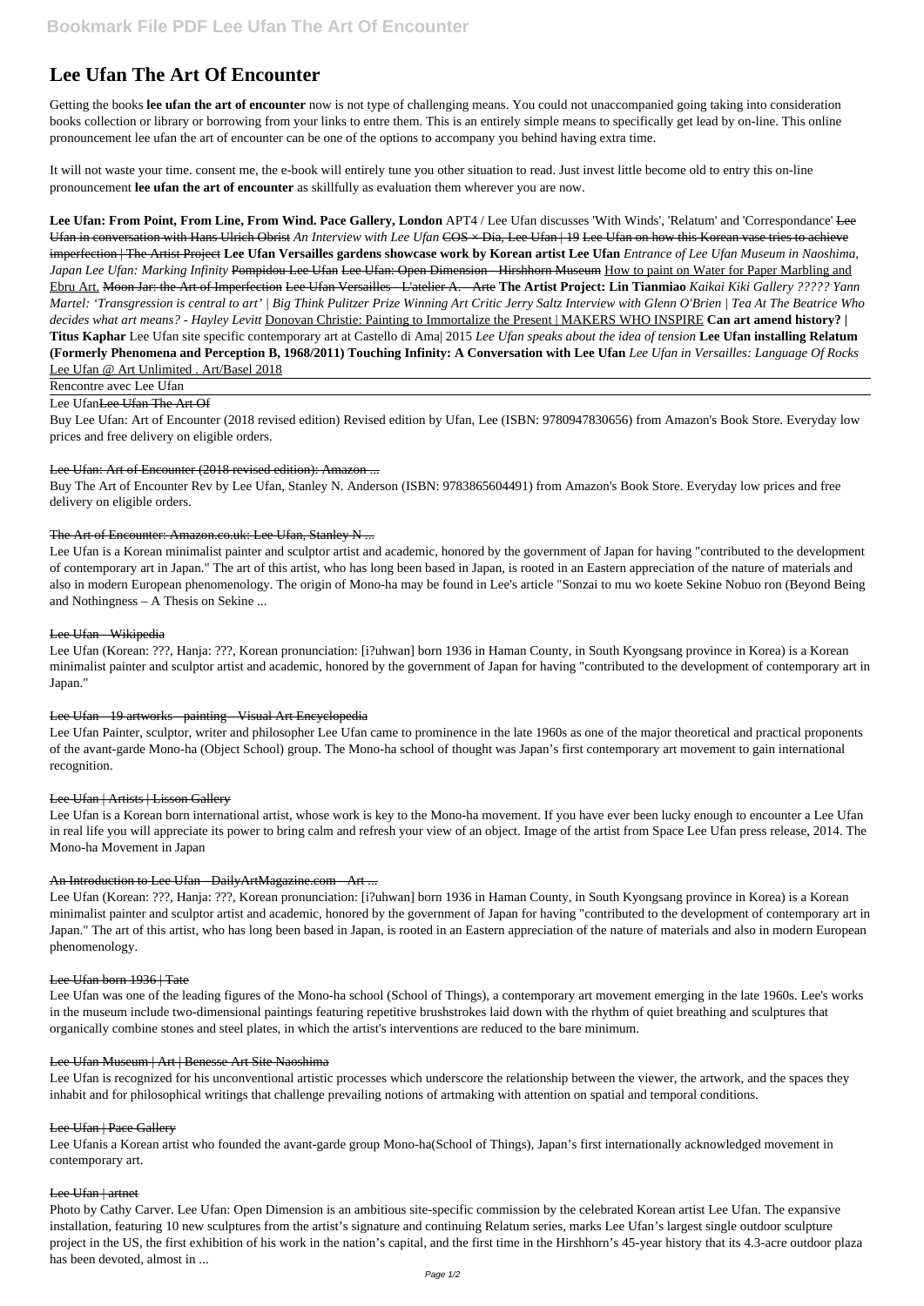# Lee Ufan The Art Of Encounter

Getting the books **lee ufan the art of encounter** now is not type of challenging means. You could not unaccompanied going taking into consideration books collection or library or borrowing from your links to entre them. This is an entirely simple means to specifically get lead by on-line. This online pronouncement lee ufan the art of encounter can be one of the options to accompany you behind having extra time.

It will not waste your time. consent me, the e-book will entirely tune you other situation to read. Just invest little become old to entry this on-line pronouncement **lee ufan the art of encounter** as skillfully as evaluation them wherever you are now.

**Lee Ufan: From Point, From Line, From Wind. Pace Gallery, London** APT4 / Lee Ufan discusses 'With Winds', 'Relatum' and 'Correspondance' Lee Ufan in conversation with Hans Ulrich Obrist *An Interview with Lee Ufan* COS × Dia, Lee Ufan | 19 Lee Ufan on how this Korean vase tries to achieve imperfection | The Artist Project **Lee Ufan Versailles gardens showcase work by Korean artist Lee Ufan** *Entrance of Lee Ufan Museum in Naoshima, Japan Lee Ufan: Marking Infinity* Pompidou Lee Ufan Lee Ufan: Open Dimension - Hirshhorn Museum How to paint on Water for Paper Marbling and Ebru Art. Moon Jar: the Art of Imperfection Lee Ufan Versailles - L'atelier A. - Arte **The Artist Project: Lin Tianmiao** *Kaikai Kiki Gallery ????? Yann Martel: 'Transgression is central to art' | Big Think Pulitzer Prize Winning Art Critic Jerry Saltz Interview with Glenn O'Brien | Tea At The Beatrice Who decides what art means? - Hayley Levitt* Donovan Christie: Painting to Immortalize the Present | MAKERS WHO INSPIRE **Can art amend history? | Titus Kaphar** Lee Ufan site specific contemporary art at Castello di Ama| 2015 *Lee Ufan speaks about the idea of tension* **Lee Ufan installing Relatum (Formerly Phenomena and Perception B, 1968/2011) Touching Infinity: A Conversation with Lee Ufan** *Lee Ufan in Versailles: Language Of Rocks* Lee Ufan @ Art Unlimited . Art/Basel 2018

Rencontre avec Lee Ufan

Lee UfanLee Ufan The Art Of

Buy Lee Ufan: Art of Encounter (2018 revised edition) Revised edition by Ufan, Lee (ISBN: 9780947830656) from Amazon's Book Store. Everyday low prices and free delivery on eligible orders.

Lee Ufan: Art of Encounter (2018 revised edition): Amazon ...

Buy The Art of Encounter Rev by Lee Ufan, Stanley N. Anderson (ISBN: 9783865604491) from Amazon's Book Store. Everyday low prices and free delivery on eligible orders.

The Art of Encounter: Amazon.co.uk: Lee Ufan, Stanley N ...

Lee Ufan is a Korean minimalist painter and sculptor artist and academic, honored by the government of Japan for having "contributed to the development of contemporary art in Japan." The art of this artist, who has long been based in Japan, is rooted in an Eastern appreciation of the nature of materials and also in modern European phenomenology. The origin of Mono-ha may be found in Lee's article "Sonzai to mu wo koete Sekine Nobuo ron (Beyond Being and Nothingness – A Thesis on Sekine ...

Lee Ufan - Wikipedia

Lee Ufan (Korean: ???, Hanja: ???, Korean pronunciation: [i?uhwan] born 1936 in Haman County, in South Kyongsang province in Korea) is a Korean minimalist painter and sculptor artist and academic, honored by the government of Japan for having "contributed to the development of contemporary art in Japan."

Lee Ufan - 19 artworks - painting - Visual Art Encyclopedia

Lee Ufan Painter, sculptor, writer and philosopher Lee Ufan came to prominence in the late 1960s as one of the major theoretical and practical proponents of the avant-garde Mono-ha (Object School) group. The Mono-ha school of thought was Japan's first contemporary art movement to gain international recognition.

Lee Ufan | Artists | Lisson Gallery

Lee Ufan is a Korean born international artist, whose work is key to the Mono-ha movement. If you have ever been lucky enough to encounter a Lee Ufan in real life you will appreciate its power to bring calm and refresh your view of an object. Image of the artist from Space Lee Ufan press release, 2014. The Mono-ha Movement in Japan

An Introduction to Lee Ufan - DailyArtMagazine.com - Art ...

Lee Ufan (Korean: ???, Hanja: ???, Korean pronunciation: [i?uhwan] born 1936 in Haman County, in South Kyongsang province in Korea) is a Korean minimalist painter and sculptor artist and academic, honored by the government of Japan for having "contributed to the development of contemporary art in Japan." The art of this artist, who has long been based in Japan, is rooted in an Eastern appreciation of the nature of materials and also in modern European phenomenology.

Lee Ufan born 1936 | Tate

Lee Ufan was one of the leading figures of the Mono-ha school (School of Things), a contemporary art movement emerging in the late 1960s. Lee's works in the museum include two-dimensional paintings featuring repetitive brushstrokes laid down with the rhythm of quiet breathing and sculptures that organically combine stones and steel plates, in which the artist's interventions are reduced to the bare minimum.

Lee Ufan Museum | Art | Benesse Art Site Naoshima

Lee Ufan is recognized for his unconventional artistic processes which underscore the relationship between the viewer, the artwork, and the spaces they inhabit and for philosophical writings that challenge prevailing notions of artmaking with attention on spatial and temporal conditions.

Lee Ufan | Pace Gallery

Lee Ufanis a Korean artist who founded the avant-garde group Mono-ha(School of Things), Japan's first internationally acknowledged movement in contemporary art.

Lee Ufan | artnet

Photo by Cathy Carver. Lee Ufan: Open Dimension is an ambitious site-specific commission by the celebrated Korean artist Lee Ufan. The expansive installation, featuring 10 new sculptures from the artist's signature and continuing Relatum series, marks Lee Ufan's largest single outdoor sculpture project in the US, the first exhibition of his work in the nation's capital, and the first time in the Hirshhorn's 45-year history that its 4.3-acre outdoor plaza has been devoted, almost in ...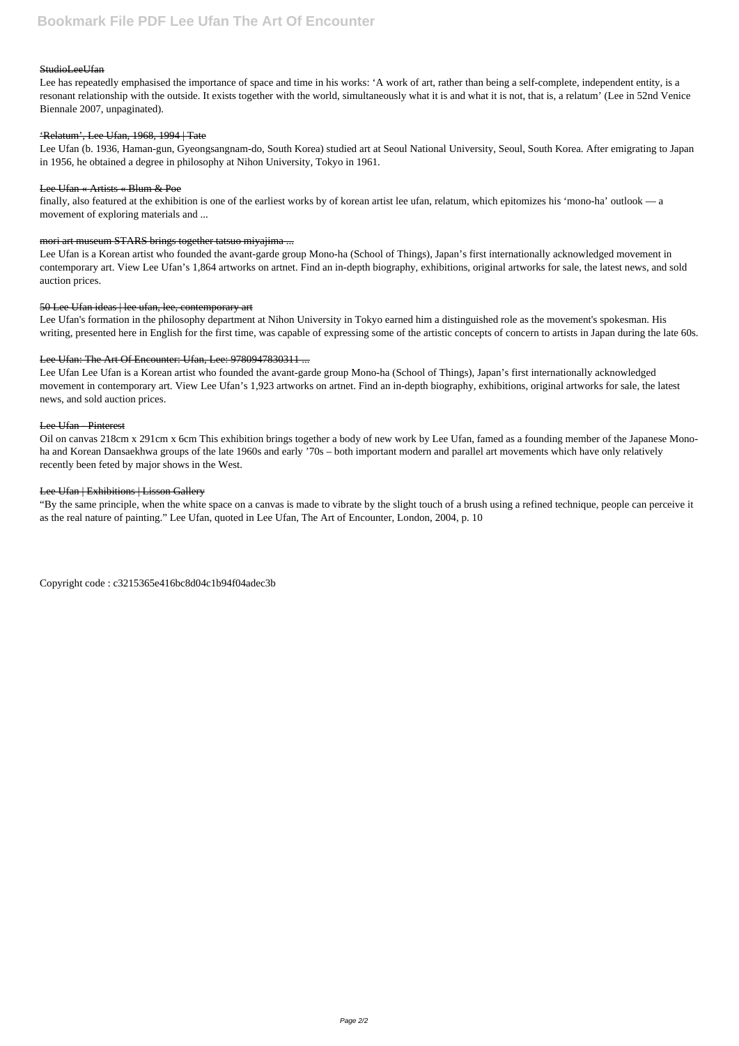StudioLeeUfan

Lee has repeatedly emphasised the importance of space and time in his works: 'A work of art, rather than being a self-complete, independent entity, is a resonant relationship with the outside. It exists together with the world, simultaneously what it is and what it is not, that is, a relatum' (Lee in 52nd Venice Biennale 2007, unpaginated).

'Relatum', Lee Ufan, 1968, 1994 | Tate

Lee Ufan (b. 1936, Haman-gun, Gyeongsangnam-do, South Korea) studied art at Seoul National University, Seoul, South Korea. After emigrating to Japan in 1956, he obtained a degree in philosophy at Nihon University, Tokyo in 1961.

Lee Ufan « Artists « Blum & Poe

finally, also featured at the exhibition is one of the earliest works by of korean artist lee ufan, relatum, which epitomizes his 'mono-ha' outlook — a movement of exploring materials and ...

mori art museum STARS brings together tatsuo miyajima ...

Lee Ufan is a Korean artist who founded the avant-garde group Mono-ha (School of Things), Japan's first internationally acknowledged movement in contemporary art. View Lee Ufan's 1,864 artworks on artnet. Find an in-depth biography, exhibitions, original artworks for sale, the latest news, and sold auction prices.

50 Lee Ufan ideas | lee ufan, lee, contemporary art

Lee Ufan's formation in the philosophy department at Nihon University in Tokyo earned him a distinguished role as the movement's spokesman. His writing, presented here in English for the first time, was capable of expressing some of the artistic concepts of concern to artists in Japan during the late 60s.

Lee Ufan: The Art Of Encounter: Ufan, Lee: 9780947830311 ...

Lee Ufan Lee Ufan is a Korean artist who founded the avant-garde group Mono-ha (School of Things), Japan's first internationally acknowledged movement in contemporary art. View Lee Ufan's 1,923 artworks on artnet. Find an in-depth biography, exhibitions, original artworks for sale, the latest news, and sold auction prices.

Lee Ufan - Pinterest

Oil on canvas 218cm x 291cm x 6cm This exhibition brings together a body of new work by Lee Ufan, famed as a founding member of the Japanese Mono-ha and Korean Dansaekhwa groups of the late 1960s and early '70s – both important modern and parallel art movements which have only relatively recently been feted by major shows in the West.

Lee Ufan | Exhibitions | Lisson Gallery

"By the same principle, when the white space on a canvas is made to vibrate by the slight touch of a brush using a refined technique, people can perceive it as the real nature of painting." Lee Ufan, quoted in Lee Ufan, The Art of Encounter, London, 2004, p. 10

Copyright code : c3215365e416bc8d04c1b94f04adec3b